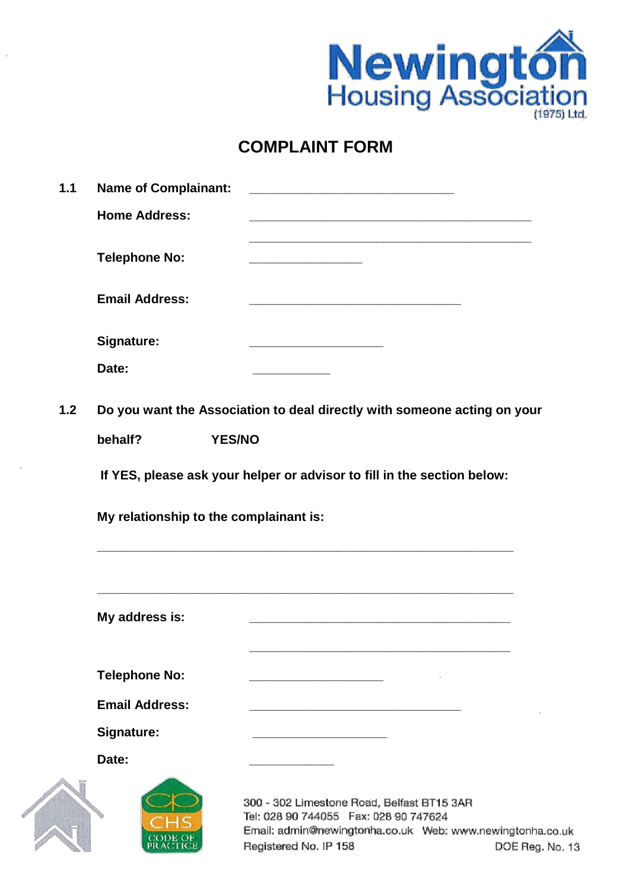Newington Housing Association (1975) Ltd.

# COMPLAINT FORM

**1.1 Name of Complainant:** ______________________________

**Home Address:** ________________________________________

________________________________________

**Telephone No:** ________________

**Email Address:** _______________________________

**Signature:** ____________________

**Date:** ___________

**1.2 Do you want the Association to deal directly with someone acting on your behalf? YES/NO**

**If YES, please ask your helper or advisor to fill in the section below:**

**My relationship to the complainant is:**

_____________________________________________________________

_____________________________________________________________

**My address is:** ______________________________________

______________________________________

**Telephone No:** ____________________

**Email Address:** _______________________________

**Signature:** ____________________

**Date:** ____________

300 - 302 Limestone Road, Belfast BT15 3AR
Tel: 028 90 744055 Fax: 028 90 747624
Email: admin@newingtonha.co.uk Web: www.newingtonha.co.uk
Registered No. IP 158 DOE Reg. No. 13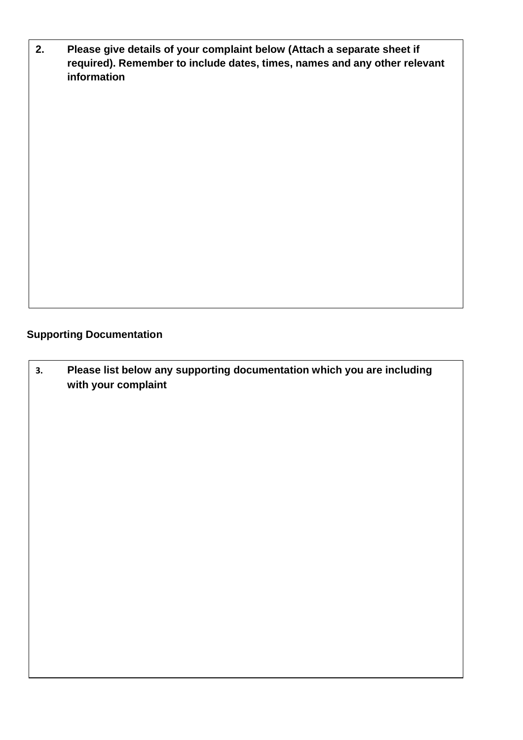**2.** **Please give details of your complaint below (Attach a separate sheet if required). Remember to include dates, times, names and any other relevant information**

**Supporting Documentation**

**3.** **Please list below any supporting documentation which you are including with your complaint**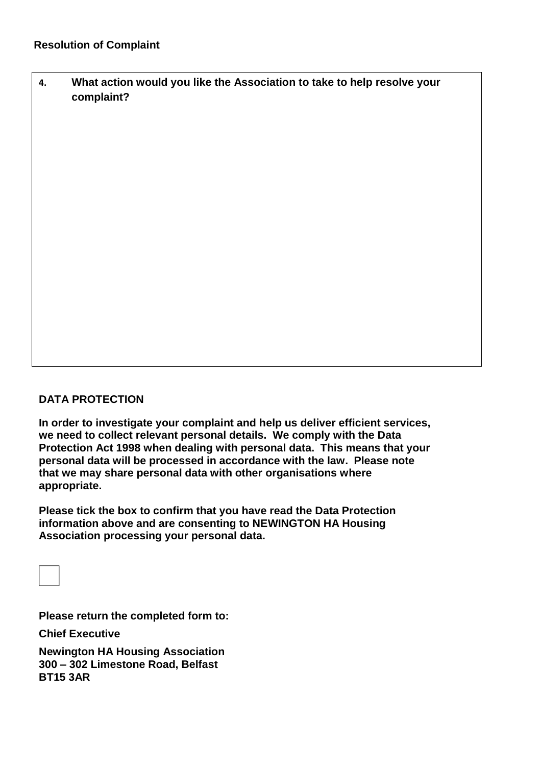**Resolution of Complaint**

| | |
|---|---|
| **4.** | **What action would you like the Association to take to help resolve your complaint?** |

**DATA PROTECTION**

**In order to investigate your complaint and help us deliver efficient services, we need to collect relevant personal details. We comply with the Data Protection Act 1998 when dealing with personal data. This means that your personal data will be processed in accordance with the law. Please note that we may share personal data with other organisations where appropriate.**

**Please tick the box to confirm that you have read the Data Protection information above and are consenting to NEWINGTON HA Housing Association processing your personal data.**

☐

**Please return the completed form to:**

**Chief Executive**

**Newington HA Housing Association**
**300 – 302 Limestone Road, Belfast**
**BT15 3AR**